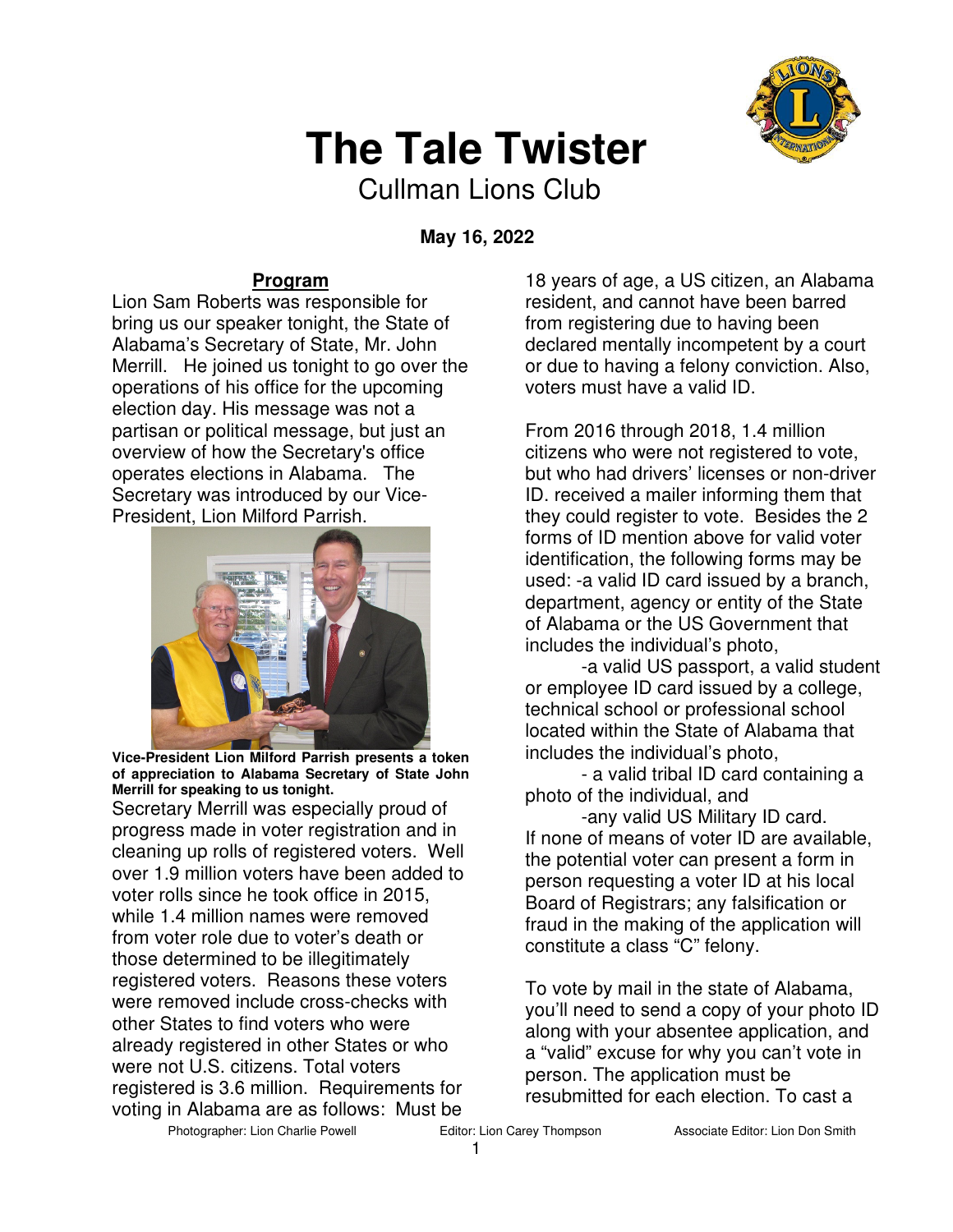# The Tale Twister

Cullman Lions Club

**May 16, 2022**

## Program

Lion Sam Roberts was responsible for bring us our speaker tonight, the State of Alabama's Secretary of State, Mr. John Merrill. He joined us tonight to go over the operations of his office for the upcoming election day. His message was not a partisan or political message, but just an overview of how the Secretary's office operates elections in Alabama. The Secretary was introduced by our Vice-President, Lion Milford Parrish.

**Vice-President Lion Milford Parrish presents a token of appreciation to Alabama Secretary of State John Merrill for speaking to us tonight.**

Secretary Merrill was especially proud of progress made in voter registration and in cleaning up rolls of registered voters. Well over 1.9 million voters have been added to voter rolls since he took office in 2015, while 1.4 million names were removed from voter role due to voter's death or those determined to be illegitimately registered voters. Reasons these voters were removed include cross-checks with other States to find voters who were already registered in other States or who were not U.S. citizens. Total voters registered is 3.6 million. Requirements for voting in Alabama are as follows: Must be 18 years of age, a US citizen, an Alabama resident, and cannot have been barred from registering due to having been declared mentally incompetent by a court or due to having a felony conviction. Also, voters must have a valid ID.

From 2016 through 2018, 1.4 million citizens who were not registered to vote, but who had drivers' licenses or non-driver ID. received a mailer informing them that they could register to vote. Besides the 2 forms of ID mention above for valid voter identification, the following forms may be used: -a valid ID card issued by a branch, department, agency or entity of the State of Alabama or the US Government that includes the individual's photo,

-a valid US passport, a valid student or employee ID card issued by a college, technical school or professional school located within the State of Alabama that includes the individual's photo,

- a valid tribal ID card containing a photo of the individual, and

-any valid US Military ID card.

If none of means of voter ID are available, the potential voter can present a form in person requesting a voter ID at his local Board of Registrars; any falsification or fraud in the making of the application will constitute a class "C" felony.

To vote by mail in the state of Alabama, you'll need to send a copy of your photo ID along with your absentee application, and a "valid" excuse for why you can't vote in person. The application must be resubmitted for each election. To cast a

Photographer: Lion Charlie Powell Editor: Lion Carey Thompson Associate Editor: Lion Don Smith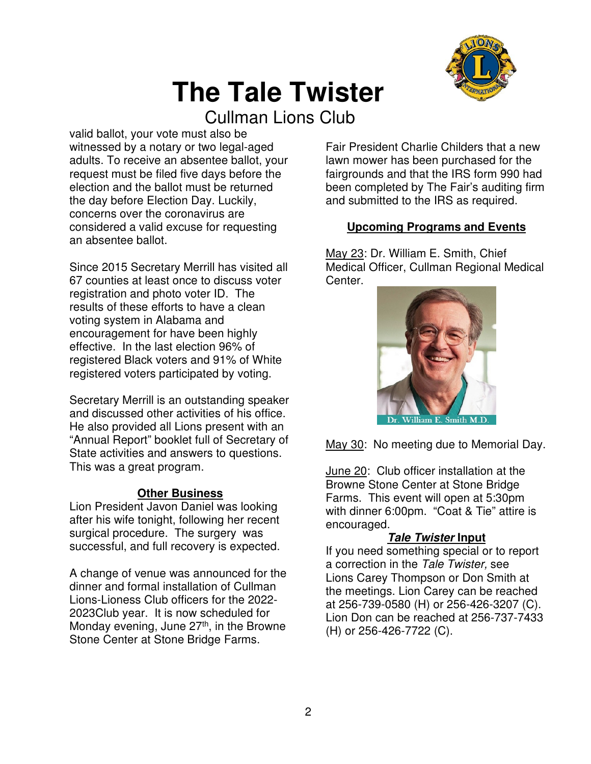# The Tale Twister

Cullman Lions Club

valid ballot, your vote must also be witnessed by a notary or two legal-aged adults. To receive an absentee ballot, your request must be filed five days before the election and the ballot must be returned the day before Election Day. Luckily, concerns over the coronavirus are considered a valid excuse for requesting an absentee ballot.

Since 2015 Secretary Merrill has visited all 67 counties at least once to discuss voter registration and photo voter ID. The results of these efforts to have a clean voting system in Alabama and encouragement for have been highly effective. In the last election 96% of registered Black voters and 91% of White registered voters participated by voting.

Secretary Merrill is an outstanding speaker and discussed other activities of his office. He also provided all Lions present with an "Annual Report" booklet full of Secretary of State activities and answers to questions. This was a great program.

## Other Business

Lion President Javon Daniel was looking after his wife tonight, following her recent surgical procedure. The surgery was successful, and full recovery is expected.

A change of venue was announced for the dinner and formal installation of Cullman Lions-Lioness Club officers for the 2022-2023Club year. It is now scheduled for Monday evening, June 27th, in the Browne Stone Center at Stone Bridge Farms.

Fair President Charlie Childers that a new lawn mower has been purchased for the fairgrounds and that the IRS form 990 had been completed by The Fair's auditing firm and submitted to the IRS as required.

## Upcoming Programs and Events

May 23: Dr. William E. Smith, Chief Medical Officer, Cullman Regional Medical Center.

Dr. William E. Smith M.D.

May 30: No meeting due to Memorial Day.

June 20: Club officer installation at the Browne Stone Center at Stone Bridge Farms. This event will open at 5:30pm with dinner 6:00pm. "Coat & Tie" attire is encouraged.

## *Tale Twister* Input

If you need something special or to report a correction in the *Tale Twister,* see Lions Carey Thompson or Don Smith at the meetings. Lion Carey can be reached at 256-739-0580 (H) or 256-426-3207 (C). Lion Don can be reached at 256-737-7433 (H) or 256-426-7722 (C).